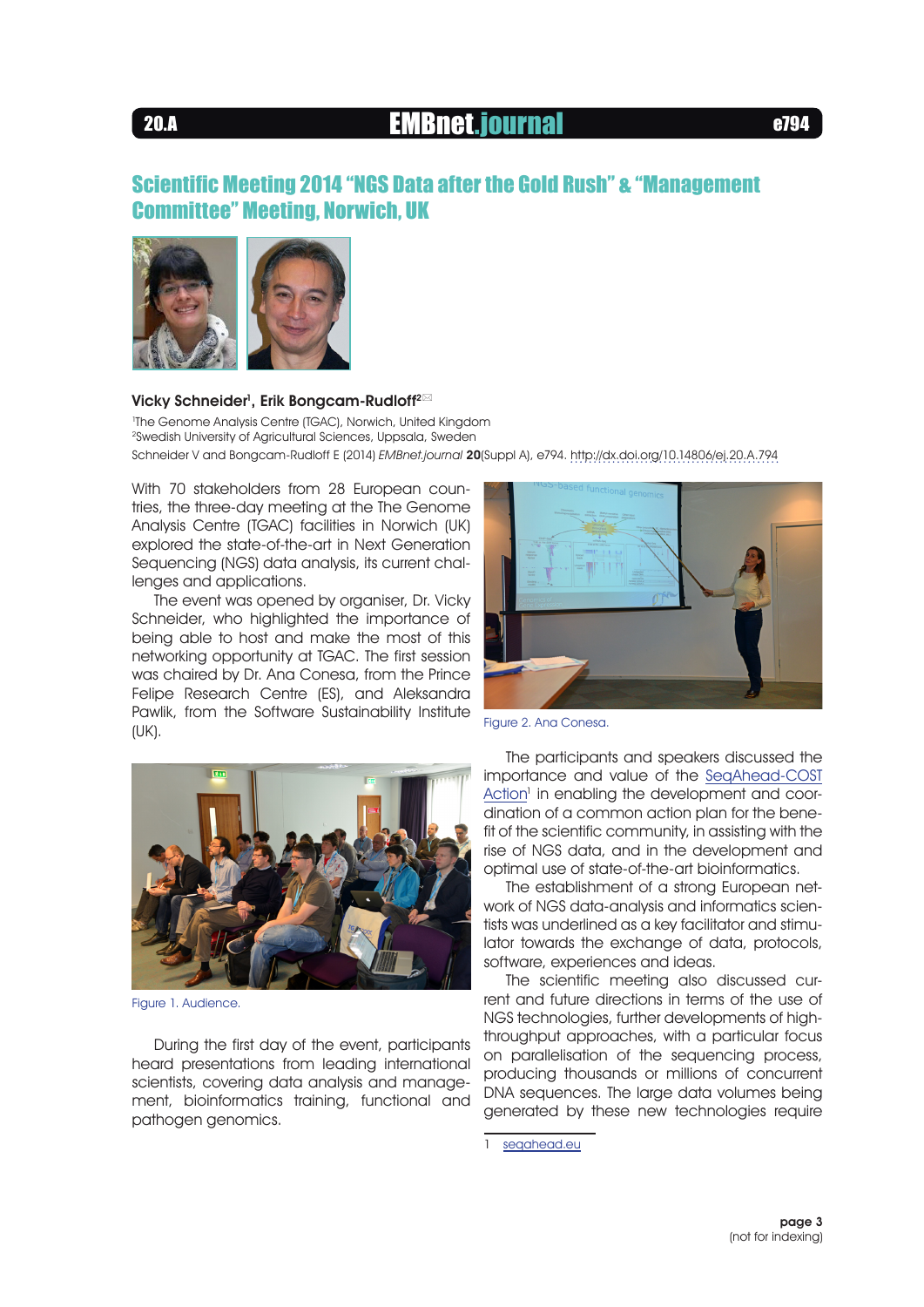# Scientific Meeting 2014 "NGS Data after the Gold Rush" & "Management Committee" Meeting, Norwich, UK

**Vicky Schneider[1], Erik Bongcam-Rudloff[2]**

[1]The Genome Analysis Centre (TGAC), Norwich, United Kingdom
[2]Swedish University of Agricultural Sciences, Uppsala, Sweden

Schneider V and Bongcam-Rudloff E (2014) *EMBnet.journal* **20**(Suppl A), e794. http://dx.doi.org/10.14806/ej.20.A.794

With 70 stakeholders from 28 European countries, the three-day meeting at the The Genome Analysis Centre (TGAC) facilities in Norwich (UK) explored the state-of-the-art in Next Generation Sequencing (NGS) data analysis, its current challenges and applications.

The event was opened by organiser, Dr. Vicky Schneider, who highlighted the importance of being able to host and make the most of this networking opportunity at TGAC. The first session was chaired by Dr. Ana Conesa, from the Prince Felipe Research Centre (ES), and Aleksandra Pawlik, from the Software Sustainability Institute (UK).

Figure 1. Audience.

During the first day of the event, participants heard presentations from leading international scientists, covering data analysis and management, bioinformatics training, functional and pathogen genomics.

Figure 2. Ana Conesa.

The participants and speakers discussed the importance and value of the SeqAhead-COST Action[1] in enabling the development and coordination of a common action plan for the benefit of the scientific community, in assisting with the rise of NGS data, and in the development and optimal use of state-of-the-art bioinformatics.

The establishment of a strong European network of NGS data-analysis and informatics scientists was underlined as a key facilitator and stimulator towards the exchange of data, protocols, software, experiences and ideas.

The scientific meeting also discussed current and future directions in terms of the use of NGS technologies, further developments of high-throughput approaches, with a particular focus on parallelisation of the sequencing process, producing thousands or millions of concurrent DNA sequences. The large data volumes being generated by these new technologies require

1 seqahead.eu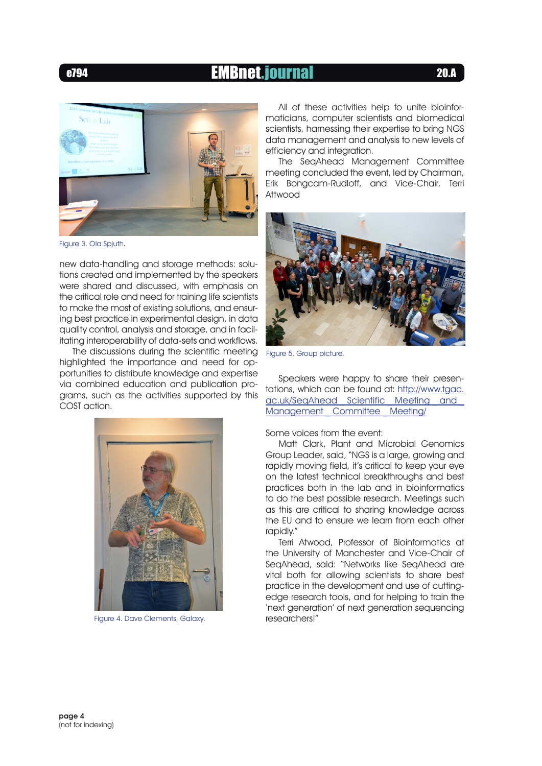Figure 3. Ola Spjuth.

new data-handling and storage methods: solutions created and implemented by the speakers were shared and discussed, with emphasis on the critical role and need for training life scientists to make the most of existing solutions, and ensuring best practice in experimental design, in data quality control, analysis and storage, and in facilitating interoperability of data-sets and workflows.

The discussions during the scientific meeting highlighted the importance and need for opportunities to distribute knowledge and expertise via combined education and publication programs, such as the activities supported by this COST action.

Figure 4. Dave Clements, Galaxy.

All of these activities help to unite bioinformaticians, computer scientists and biomedical scientists, harnessing their expertise to bring NGS data management and analysis to new levels of efficiency and integration.

The SeqAhead Management Committee meeting concluded the event, led by Chairman, Erik Bongcam-Rudloff, and Vice-Chair, Terri Attwood

Figure 5. Group picture.

Speakers were happy to share their presentations, which can be found at: http://www.tgac.ac.uk/SeqAhead_Scientific_Meeting_and_Management_Committee_Meeting/

Some voices from the event:

Matt Clark, Plant and Microbial Genomics Group Leader, said, "NGS is a large, growing and rapidly moving field, it's critical to keep your eye on the latest technical breakthroughs and best practices both in the lab and in bioinformatics to do the best possible research. Meetings such as this are critical to sharing knowledge across the EU and to ensure we learn from each other rapidly."

Terri Atwood, Professor of Bioinformatics at the University of Manchester and Vice-Chair of SeqAhead, said: "Networks like SeqAhead are vital both for allowing scientists to share best practice in the development and use of cutting-edge research tools, and for helping to train the 'next generation' of next generation sequencing researchers!"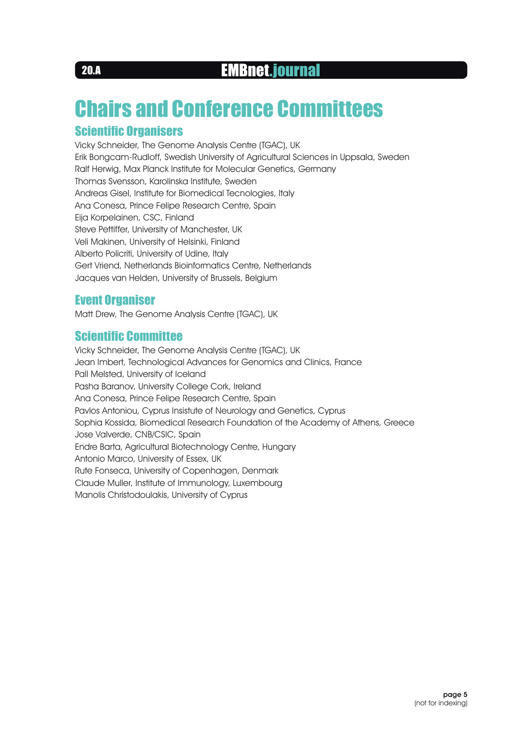# Chairs and Conference Committees

## Scientific Organisers

Vicky Schneider, The Genome Analysis Centre (TGAC), UK
Erik Bongcam-Rudloff, Swedish University of Agricultural Sciences in Uppsala, Sweden
Ralf Herwig, Max Planck Institute for Molecular Genetics, Germany
Thomas Svensson, Karolinska Institute, Sweden
Andreas Gisel, Institute for Biomedical Tecnologies, Italy
Ana Conesa, Prince Felipe Research Centre, Spain
Eija Korpelainen, CSC, Finland
Steve Pettiffer, University of Manchester, UK
Veli Makinen, University of Helsinki, Finland
Alberto Policriti, University of Udine, Italy
Gert Vriend, Netherlands Bioinformatics Centre, Netherlands
Jacques van Helden, University of Brussels, Belgium

## Event Organiser

Matt Drew, The Genome Analysis Centre (TGAC), UK

## Scientific Committee

Vicky Schneider, The Genome Analysis Centre (TGAC), UK
Jean Imbert, Technological Advances for Genomics and Clinics, France
Pall Melsted, University of Iceland
Pasha Baranov, University College Cork, Ireland
Ana Conesa, Prince Felipe Research Centre, Spain
Pavlos Antoniou, Cyprus Insistute of Neurology and Genetics, Cyprus
Sophia Kossida, Biomedical Research Foundation of the Academy of Athens, Greece
Jose Valverde, CNB/CSIC, Spain
Endre Barta, Agricultural Biotechnology Centre, Hungary
Antonio Marco, University of Essex, UK
Rute Fonseca, University of Copenhagen, Denmark
Claude Muller, Institute of Immunology, Luxembourg
Manolis Christodoulakis, University of Cyprus